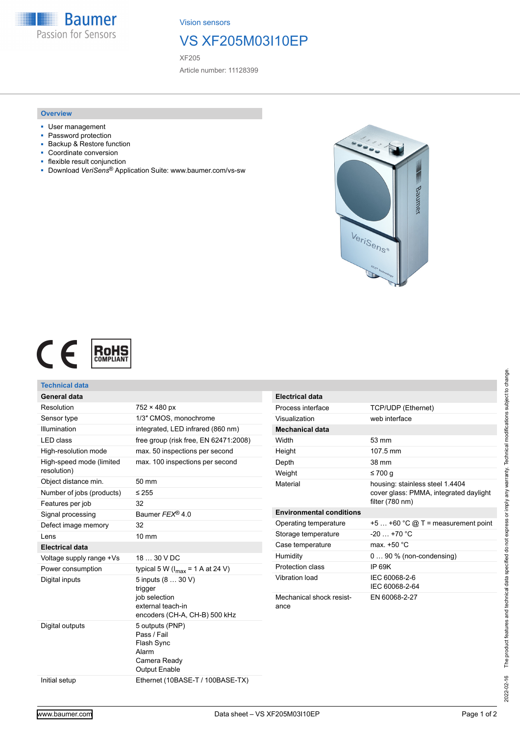Vision sensors

# VS XF205M03I10EP

XF205

Article number: 11128399

## Overview

- User management
- Password protection
- Backup & Restore function
- Coordinate conversion
- flexible result conjunction
- Download *VeriSens*® Application Suite: www.baumer.com/vs-sw

## Technical data

| General data | |
|---|---|
| Resolution | 752 × 480 px |
| Sensor type | 1/3″ CMOS, monochrome |
| Illumination | integrated, LED infrared (860 nm) |
| LED class | free group (risk free, EN 62471:2008) |
| High-resolution mode | max. 50 inspections per second |
| High-speed mode (limited resolution) | max. 100 inspections per second |
| Object distance min. | 50 mm |
| Number of jobs (products) | ≤ 255 |
| Features per job | 32 |
| Signal processing | Baumer *FEX*® 4.0 |
| Defect image memory | 32 |
| Lens | 10 mm |
| **Electrical data** | |
| Voltage supply range +Vs | 18 … 30 V DC |
| Power consumption | typical 5 W ($I_{max}$ = 1 A at 24 V) |
| Digital inputs | 5 inputs (8 … 30 V)<br>trigger<br>job selection<br>external teach-in<br>encoders (CH-A, CH-B) 500 kHz |
| Digital outputs | 5 outputs (PNP)<br>Pass / Fail<br>Flash Sync<br>Alarm<br>Camera Ready<br>Output Enable |
| Initial setup | Ethernet (10BASE-T / 100BASE-TX) |

| Electrical data | |
|---|---|
| Process interface | TCP/UDP (Ethernet) |
| Visualization | web interface |
| **Mechanical data** | |
| Width | 53 mm |
| Height | 107.5 mm |
| Depth | 38 mm |
| Weight | ≤ 700 g |
| Material | housing: stainless steel 1.4404<br>cover glass: PMMA, integrated daylight filter (780 nm) |
| **Environmental conditions** | |
| Operating temperature | +5 … +60 °C @ T = measurement point |
| Storage temperature | -20 … +70 °C |
| Case temperature | max. +50 °C |
| Humidity | 0 … 90 % (non-condensing) |
| Protection class | IP 69K |
| Vibration load | IEC 60068-2-6<br>IEC 60068-2-64 |
| Mechanical shock resistance | EN 60068-2-27 |

2022-02-16 The product features and technical data specified do not express or imply any warranty. Technical modifications subject to change.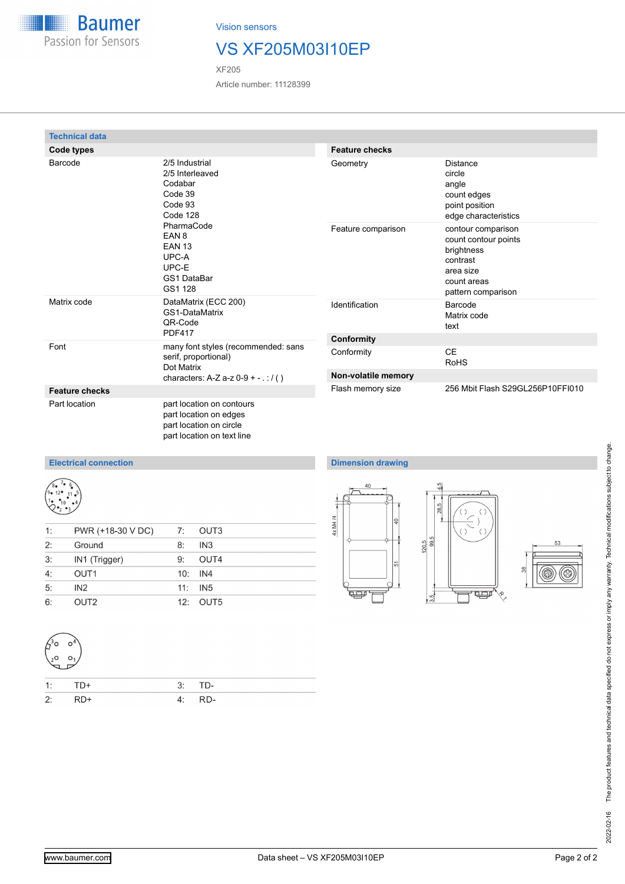Vision sensors

# VS XF205M03I10EP

XF205

Article number: 11128399

## Technical data

### Code types

| | |
|---|---|
| Barcode | 2/5 Industrial<br>2/5 Interleaved<br>Codabar<br>Code 39<br>Code 93<br>Code 128<br>PharmaCode<br>EAN 8<br>EAN 13<br>UPC-A<br>UPC-E<br>GS1 DataBar<br>GS1 128 |
| Matrix code | DataMatrix (ECC 200)<br>GS1-DataMatrix<br>QR-Code<br>PDF417 |
| Font | many font styles (recommended: sans serif, proportional)<br>Dot Matrix<br>characters: A-Z a-z 0-9 + - . : / ( ) |

### Feature checks

| | |
|---|---|
| Part location | part location on contours<br>part location on edges<br>part location on circle<br>part location on text line |
| Geometry | Distance<br>circle<br>angle<br>count edges<br>point position<br>edge characteristics |
| Feature comparison | contour comparison<br>count contour points<br>brightness<br>contrast<br>area size<br>count areas<br>pattern comparison |
| Identification | Barcode<br>Matrix code<br>text |

### Conformity

| | |
|---|---|
| Conformity | CE<br>RoHS |

### Non-volatile memory

| | |
|---|---|
| Flash memory size | 256 Mbit Flash S29GL256P10FFI010 |

## Electrical connection

| | | | |
|---|---|---|---|
| 1: | PWR (+18-30 V DC) | 7: | OUT3 |
| 2: | Ground | 8: | IN3 |
| 3: | IN1 (Trigger) | 9: | OUT4 |
| 4: | OUT1 | 10: | IN4 |
| 5: | IN2 | 11: | IN5 |
| 6: | OUT2 | 12: | OUT5 |

| | | | |
|---|---|---|---|
| 1: | TD+ | 3: | TD- |
| 2: | RD+ | 4: | RD- |

## Dimension drawing

40
4x M4 /4
40
51
4.5
28.5
120.5
99.5
3.5
R 1
53
38

2022-02-16 The product features and technical data specified do not express or imply any warranty. Technical modifications subject to change.

www.baumer.com

Data sheet – VS XF205M03I10EP